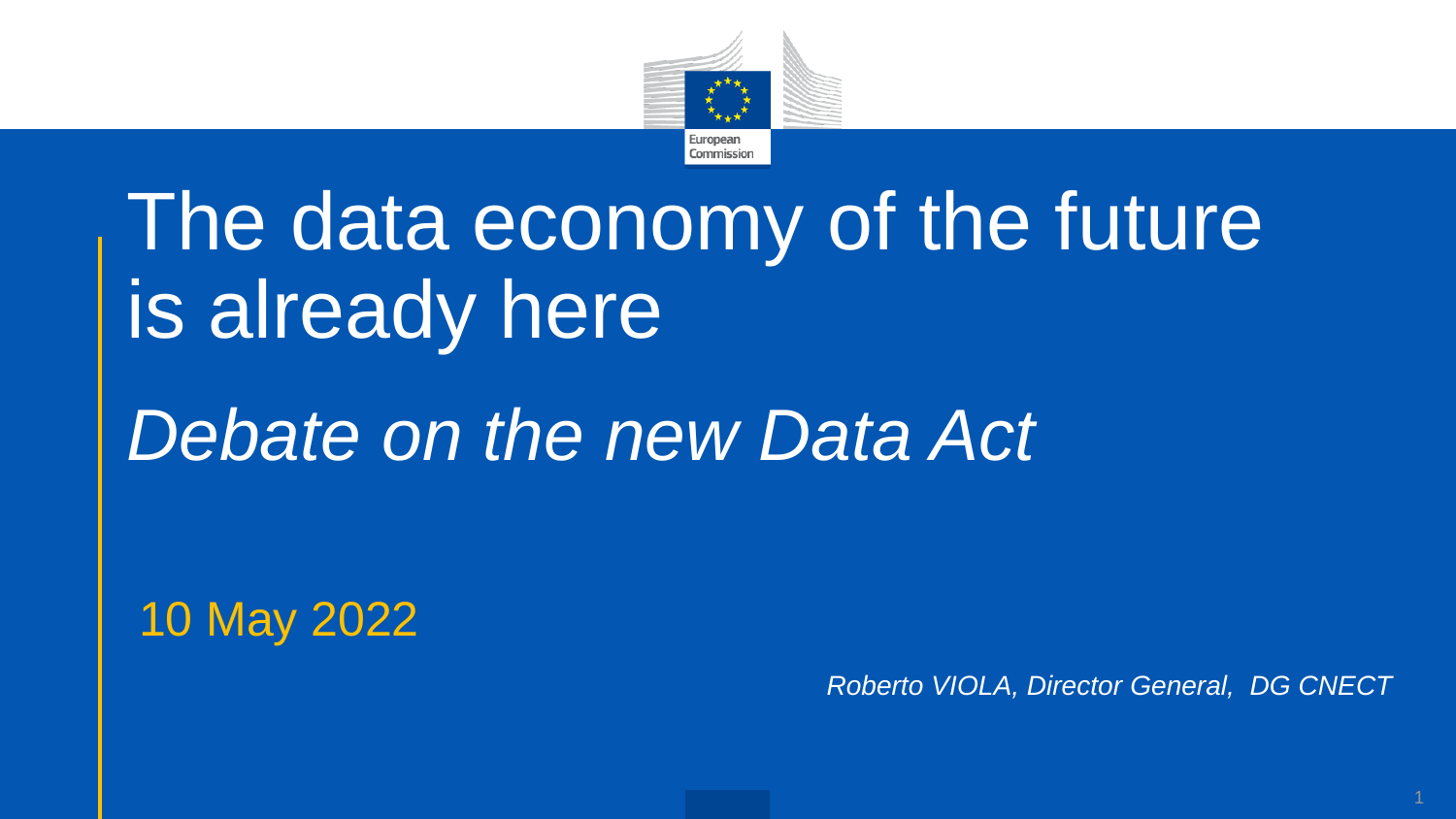European Commission

# The data economy of the future is already here

## *Debate on the new Data Act*

10 May 2022

*Roberto VIOLA, Director General, DG CNECT*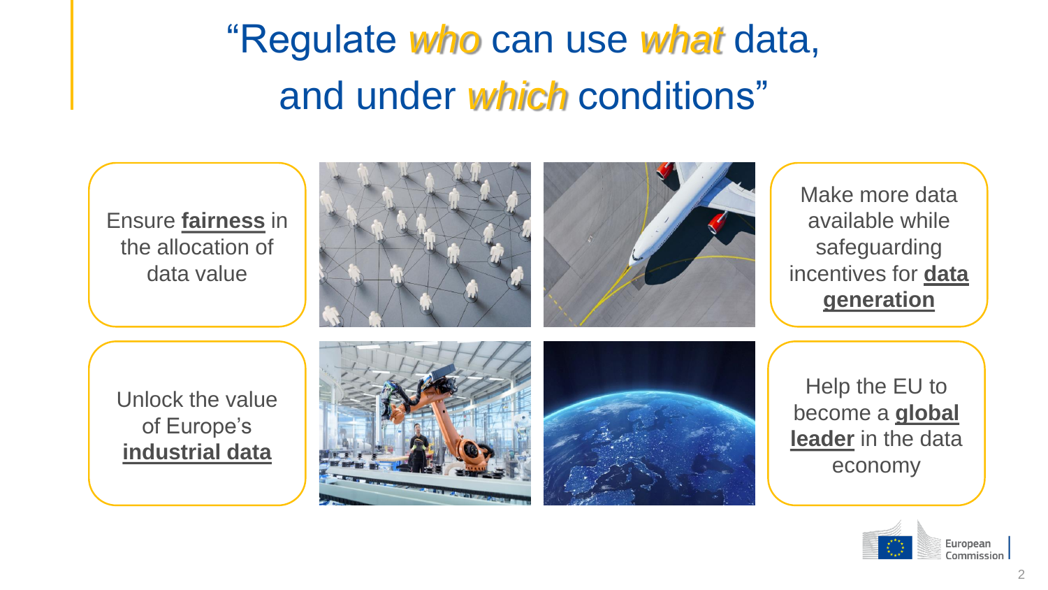# "Regulate *who* can use *what* data, and under *which* conditions"

Ensure **fairness** in the allocation of data value

Make more data available while safeguarding incentives for **data generation**

Unlock the value of Europe's **industrial data**

Help the EU to become a **global leader** in the data economy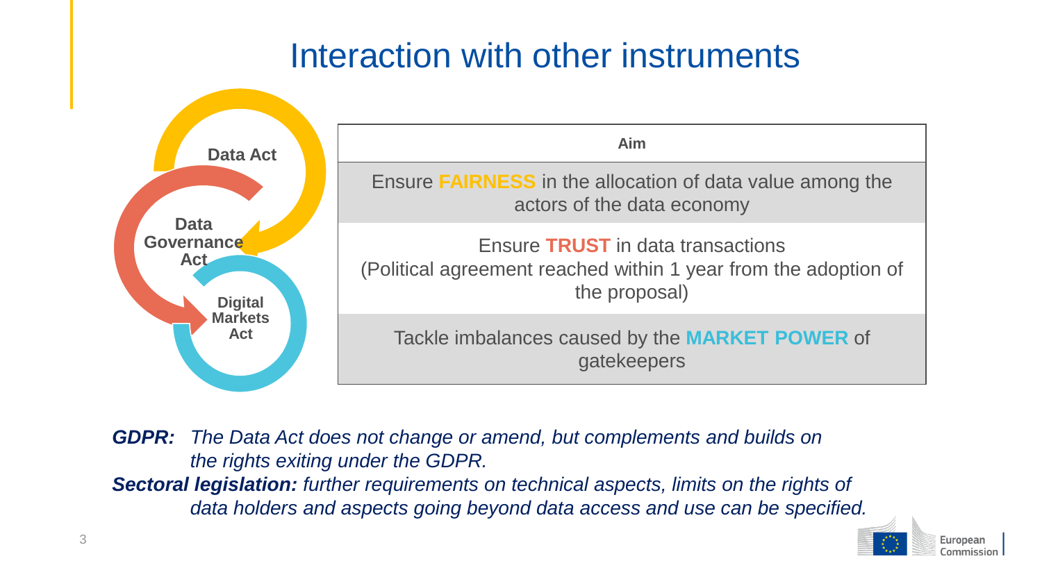# Interaction with other instruments

| Instrument | Aim |
| --- | --- |
| Data Act | Ensure **FAIRNESS** in the allocation of data value among the actors of the data economy |
| Data Governance Act | Ensure **TRUST** in data transactions (Political agreement reached within 1 year from the adoption of the proposal) |
| Digital Markets Act | Tackle imbalances caused by the **MARKET POWER** of gatekeepers |

***GDPR:*** *The Data Act does not change or amend, but complements and builds on the rights exiting under the GDPR.*

***Sectoral legislation:*** *further requirements on technical aspects, limits on the rights of data holders and aspects going beyond data access and use can be specified.*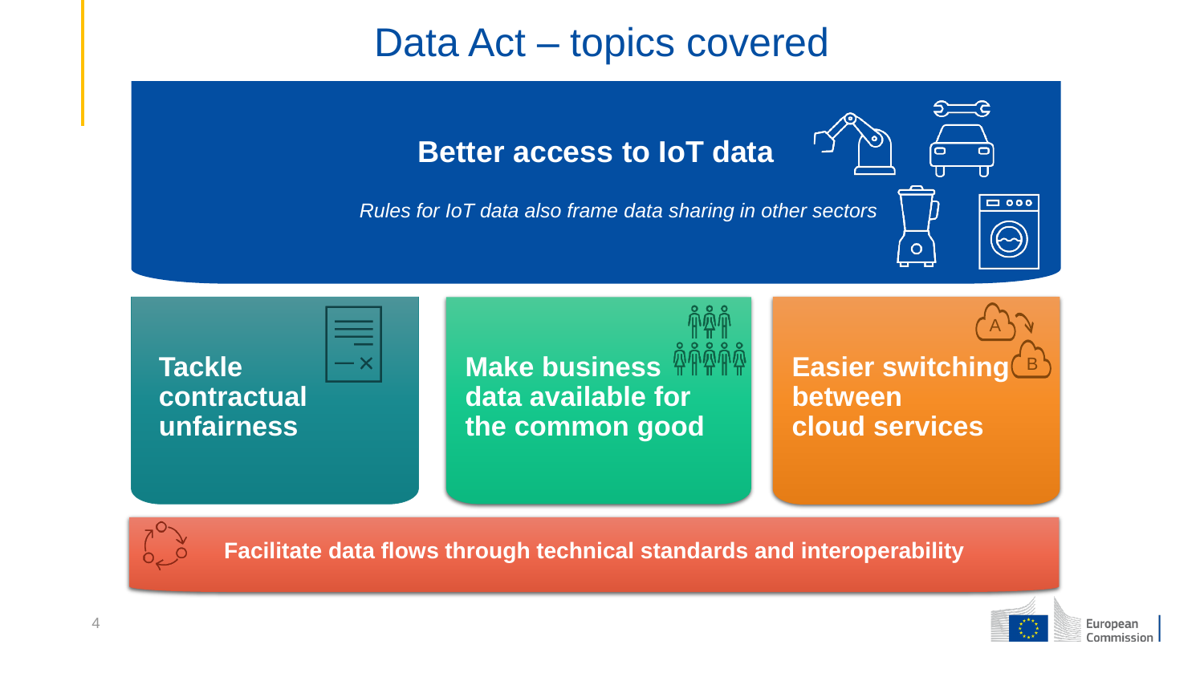# Data Act – topics covered

## Better access to IoT data

*Rules for IoT data also frame data sharing in other sectors*

**Tackle contractual unfairness**

**Make business data available for the common good**

**Easier switching between cloud services**

**Facilitate data flows through technical standards and interoperability**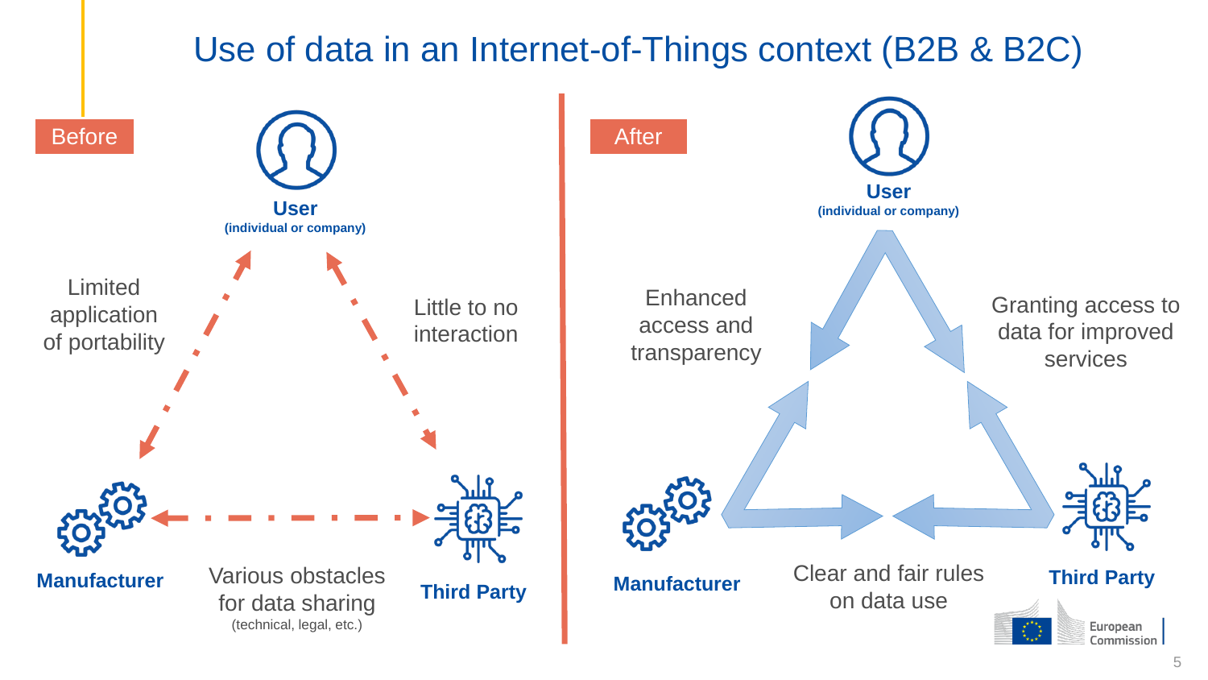# Use of data in an Internet-of-Things context (B2B & B2C)

## Before

**User**
**(individual or company)**

Limited application of portability

Little to no interaction

**Manufacturer**

**Third Party**

Various obstacles for data sharing
(technical, legal, etc.)

## After

**User**
**(individual or company)**

Enhanced access and transparency

Granting access to data for improved services

**Manufacturer**

**Third Party**

Clear and fair rules on data use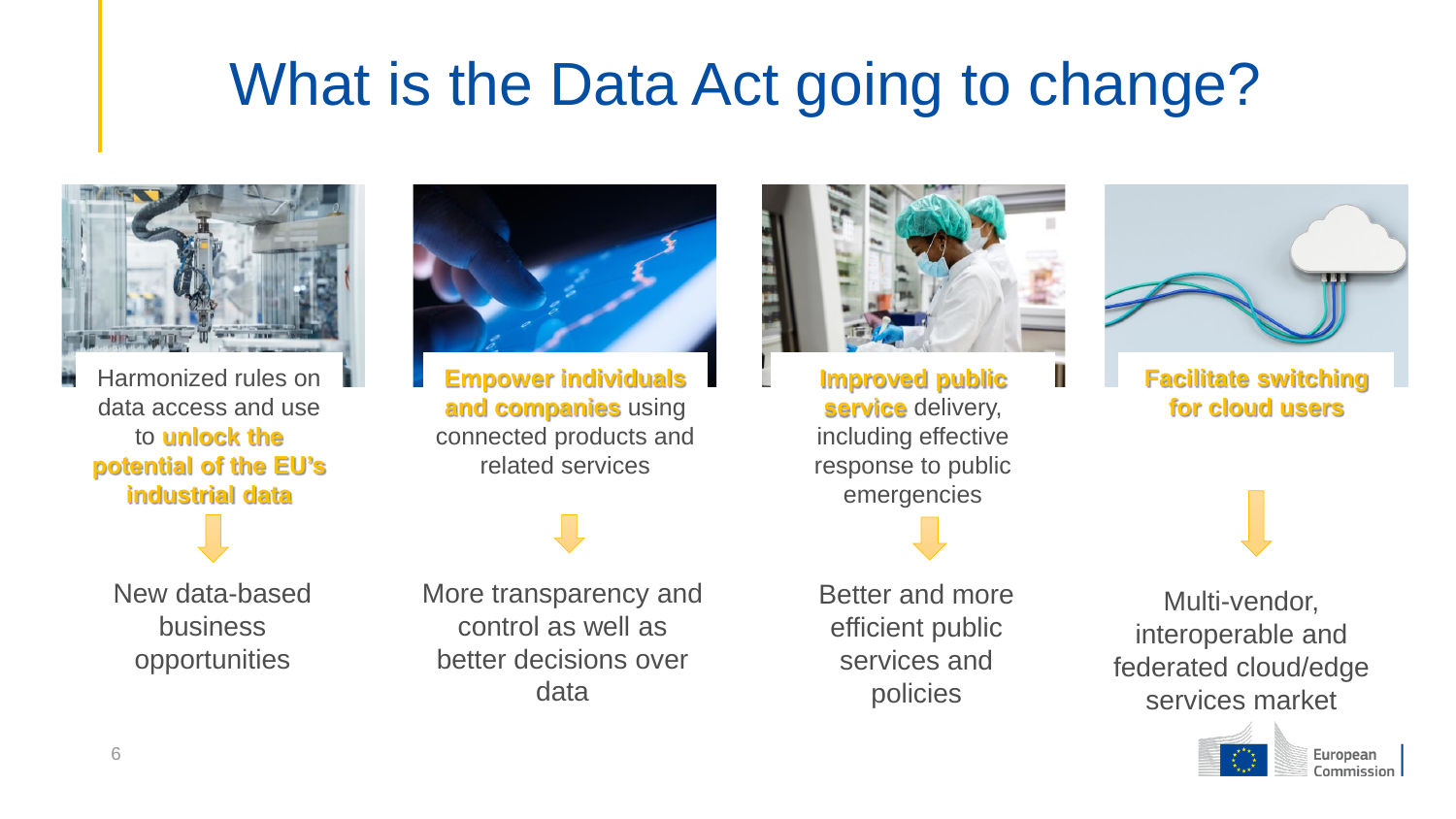# What is the Data Act going to change?

Harmonized rules on data access and use to **unlock the potential of the EU's industrial data**

↓

New data-based business opportunities

**Empower individuals and companies** using connected products and related services

↓

More transparency and control as well as better decisions over data

**Improved public service** delivery, including effective response to public emergencies

↓

Better and more efficient public services and policies

**Facilitate switching for cloud users**

↓

Multi-vendor, interoperable and federated cloud/edge services market